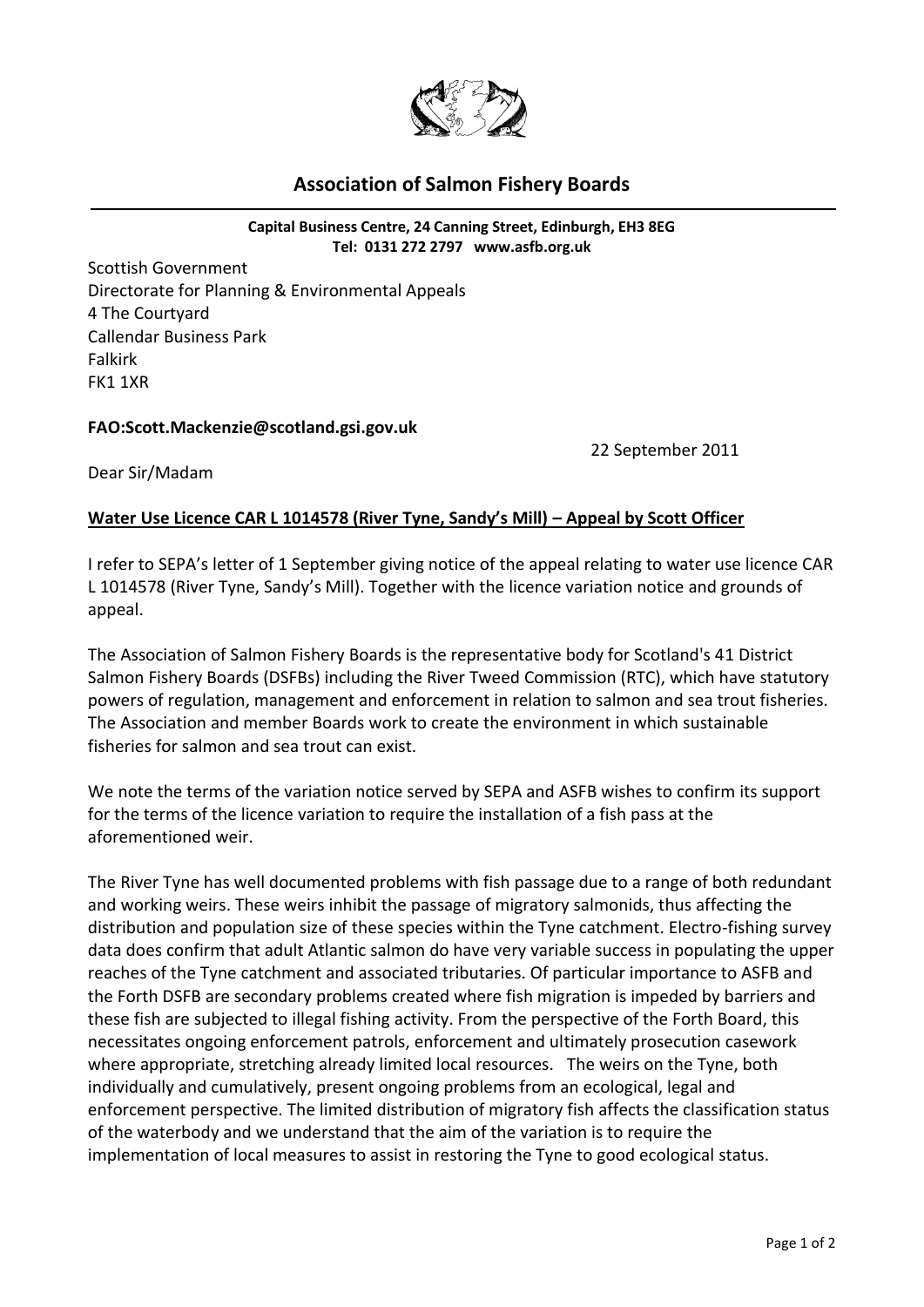# Association of Salmon Fishery Boards

**Capital Business Centre, 24 Canning Street, Edinburgh, EH3 8EG**
**Tel: 0131 272 2797 www.asfb.org.uk**

Scottish Government
Directorate for Planning & Environmental Appeals
4 The Courtyard
Callendar Business Park
Falkirk
FK1 1XR

**FAO:Scott.Mackenzie@scotland.gsi.gov.uk**

22 September 2011

Dear Sir/Madam

**Water Use Licence CAR L 1014578 (River Tyne, Sandy's Mill) – Appeal by Scott Officer**

I refer to SEPA's letter of 1 September giving notice of the appeal relating to water use licence CAR L 1014578 (River Tyne, Sandy's Mill). Together with the licence variation notice and grounds of appeal.

The Association of Salmon Fishery Boards is the representative body for Scotland's 41 District Salmon Fishery Boards (DSFBs) including the River Tweed Commission (RTC), which have statutory powers of regulation, management and enforcement in relation to salmon and sea trout fisheries. The Association and member Boards work to create the environment in which sustainable fisheries for salmon and sea trout can exist.

We note the terms of the variation notice served by SEPA and ASFB wishes to confirm its support for the terms of the licence variation to require the installation of a fish pass at the aforementioned weir.

The River Tyne has well documented problems with fish passage due to a range of both redundant and working weirs. These weirs inhibit the passage of migratory salmonids, thus affecting the distribution and population size of these species within the Tyne catchment. Electro-fishing survey data does confirm that adult Atlantic salmon do have very variable success in populating the upper reaches of the Tyne catchment and associated tributaries. Of particular importance to ASFB and the Forth DSFB are secondary problems created where fish migration is impeded by barriers and these fish are subjected to illegal fishing activity. From the perspective of the Forth Board, this necessitates ongoing enforcement patrols, enforcement and ultimately prosecution casework where appropriate, stretching already limited local resources. The weirs on the Tyne, both individually and cumulatively, present ongoing problems from an ecological, legal and enforcement perspective. The limited distribution of migratory fish affects the classification status of the waterbody and we understand that the aim of the variation is to require the implementation of local measures to assist in restoring the Tyne to good ecological status.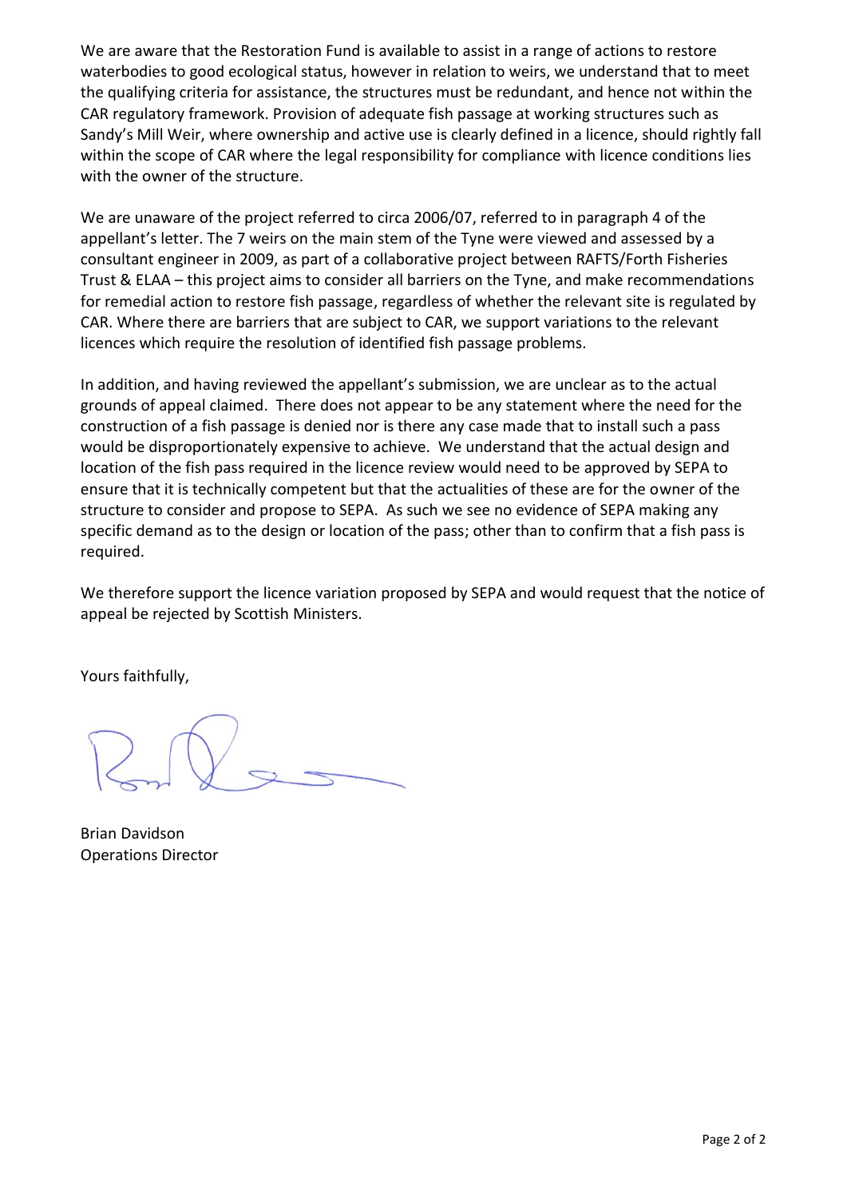We are aware that the Restoration Fund is available to assist in a range of actions to restore waterbodies to good ecological status, however in relation to weirs, we understand that to meet the qualifying criteria for assistance, the structures must be redundant, and hence not within the CAR regulatory framework. Provision of adequate fish passage at working structures such as Sandy's Mill Weir, where ownership and active use is clearly defined in a licence, should rightly fall within the scope of CAR where the legal responsibility for compliance with licence conditions lies with the owner of the structure.

We are unaware of the project referred to circa 2006/07, referred to in paragraph 4 of the appellant's letter. The 7 weirs on the main stem of the Tyne were viewed and assessed by a consultant engineer in 2009, as part of a collaborative project between RAFTS/Forth Fisheries Trust & ELAA – this project aims to consider all barriers on the Tyne, and make recommendations for remedial action to restore fish passage, regardless of whether the relevant site is regulated by CAR. Where there are barriers that are subject to CAR, we support variations to the relevant licences which require the resolution of identified fish passage problems.

In addition, and having reviewed the appellant's submission, we are unclear as to the actual grounds of appeal claimed. There does not appear to be any statement where the need for the construction of a fish passage is denied nor is there any case made that to install such a pass would be disproportionately expensive to achieve. We understand that the actual design and location of the fish pass required in the licence review would need to be approved by SEPA to ensure that it is technically competent but that the actualities of these are for the owner of the structure to consider and propose to SEPA. As such we see no evidence of SEPA making any specific demand as to the design or location of the pass; other than to confirm that a fish pass is required.

We therefore support the licence variation proposed by SEPA and would request that the notice of appeal be rejected by Scottish Ministers.

Yours faithfully,

Brian Davidson
Operations Director